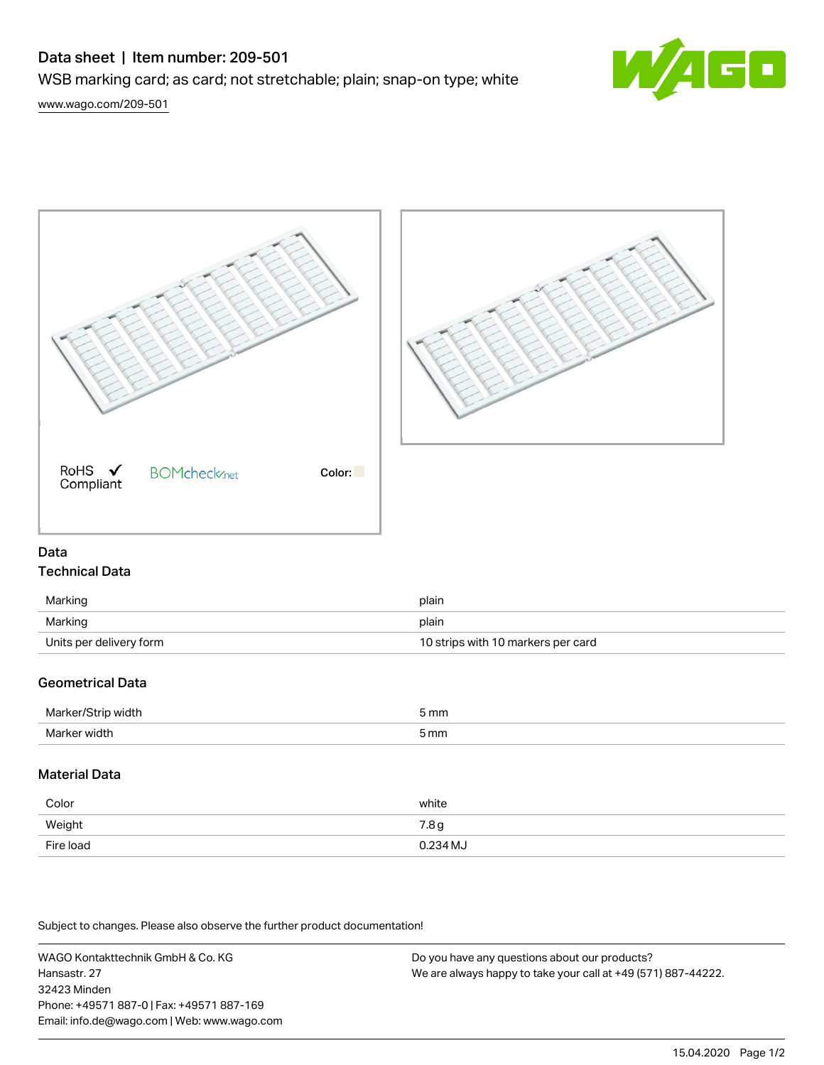# Data sheet | Item number: 209-501

WSB marking card; as card; not stretchable; plain; snap-on type; white

www.wago.com/209-501

RoHS Compliant ✓ BOMcheck.net Color:

## Data

### Technical Data

| | |
|---|---|
| Marking | plain |
| Marking | plain |
| Units per delivery form | 10 strips with 10 markers per card |

### Geometrical Data

| | |
|---|---|
| Marker/Strip width | 5 mm |
| Marker width | 5 mm |

### Material Data

| | |
|---|---|
| Color | white |
| Weight | 7.8 g |
| Fire load | 0.234 MJ |

Subject to changes. Please also observe the further product documentation!

WAGO Kontakttechnik GmbH & Co. KG
Hansastr. 27
32423 Minden
Phone: +49571 887-0 | Fax: +49571 887-169
Email: info.de@wago.com | Web: www.wago.com

Do you have any questions about our products?
We are always happy to take your call at +49 (571) 887-44222.

15.04.2020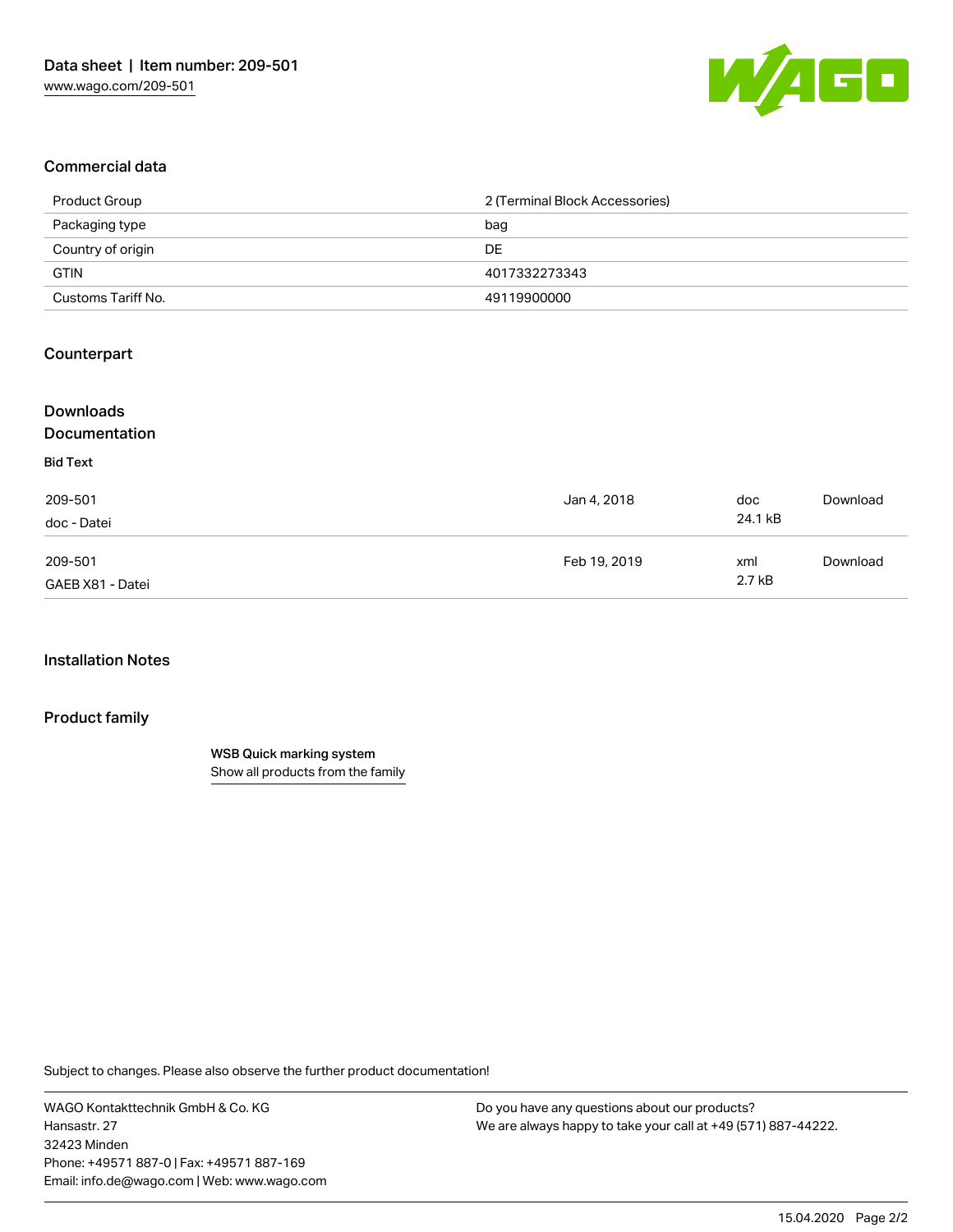Data sheet | Item number: 209-501
www.wago.com/209-501

## Commercial data

| | |
|---|---|
| Product Group | 2 (Terminal Block Accessories) |
| Packaging type | bag |
| Country of origin | DE |
| GTIN | 4017332273343 |
| Customs Tariff No. | 49119900000 |

## Counterpart

## Downloads
## Documentation

**Bid Text**

| | | | |
|---|---|---|---|
| 209-501<br>doc - Datei | Jan 4, 2018 | doc<br>24.1 kB | Download |
| 209-501<br>GAEB X81 - Datei | Feb 19, 2019 | xml<br>2.7 kB | Download |

## Installation Notes

## Product family

WSB Quick marking system
Show all products from the family

Subject to changes. Please also observe the further product documentation!

WAGO Kontakttechnik GmbH & Co. KG
Hansastr. 27
32423 Minden
Phone: +49571 887-0 | Fax: +49571 887-169
Email: info.de@wago.com | Web: www.wago.com

Do you have any questions about our products?
We are always happy to take your call at +49 (571) 887-44222.

15.04.2020